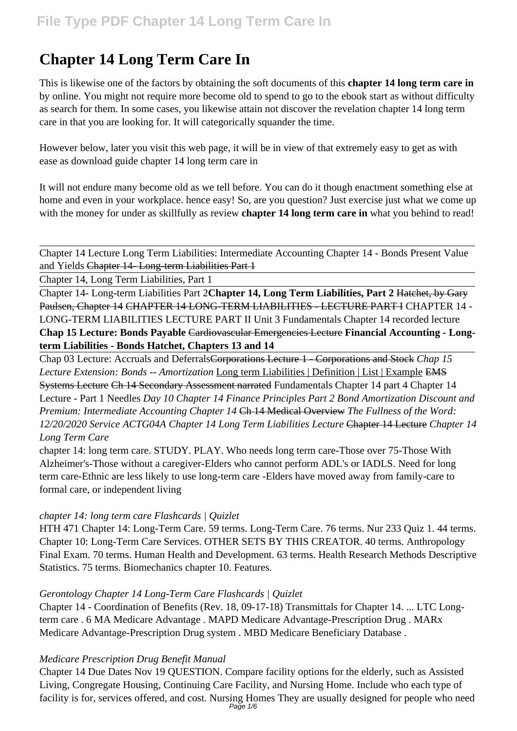# Chapter 14 Long Term Care In

This is likewise one of the factors by obtaining the soft documents of this **chapter 14 long term care in** by online. You might not require more become old to spend to go to the ebook start as without difficulty as search for them. In some cases, you likewise attain not discover the revelation chapter 14 long term care in that you are looking for. It will categorically squander the time.

However below, later you visit this web page, it will be in view of that extremely easy to get as with ease as download guide chapter 14 long term care in

It will not endure many become old as we tell before. You can do it though enactment something else at home and even in your workplace. hence easy! So, are you question? Just exercise just what we come up with the money for under as skillfully as review **chapter 14 long term care in** what you behind to read!

---

Chapter 14 Lecture Long Term Liabilities: Intermediate Accounting Chapter 14 - Bonds Present Value and Yields ~~Chapter 14- Long-term Liabilities Part 1~~

---

Chapter 14, Long Term Liabilities, Part 1

---

Chapter 14- Long-term Liabilities Part 2**Chapter 14, Long Term Liabilities, Part 2** ~~Hatchet, by Gary Paulsen, Chapter 14~~ ~~CHAPTER 14 LONG-TERM LIABILITIES - LECTURE PART I~~ CHAPTER 14 - LONG-TERM LIABILITIES LECTURE PART II Unit 3 Fundamentals Chapter 14 recorded lecture **Chap 15 Lecture: Bonds Payable** ~~Cardiovascular Emergencies Lecture~~ **Financial Accounting - Long-term Liabilities - Bonds Hatchet, Chapters 13 and 14**

---

Chap 03 Lecture: Accruals and Deferrals~~Corporations Lecture 1 - Corporations and Stock~~ *Chap 15 Lecture Extension: Bonds -- Amortization* Long term Liabilities | Definition | List | Example ~~EMS Systems Lecture~~ ~~Ch 14 Secondary Assessment narrated~~ Fundamentals Chapter 14 part 4 Chapter 14 Lecture - Part 1 Needles *Day 10 Chapter 14 Finance Principles Part 2 Bond Amortization Discount and Premium: Intermediate Accounting Chapter 14* ~~Ch 14 Medical Overview~~ *The Fullness of the Word: 12/20/2020 Service ACTG04A Chapter 14 Long Term Liabilities Lecture* ~~Chapter 14 Lecture~~ *Chapter 14 Long Term Care*

chapter 14: long term care. STUDY. PLAY. Who needs long term care-Those over 75-Those With Alzheimer's-Those without a caregiver-Elders who cannot perform ADL's or IADLS. Need for long term care-Ethnic are less likely to use long-term care -Elders have moved away from family-care to formal care, or independent living

*chapter 14: long term care Flashcards | Quizlet*

HTH 471 Chapter 14: Long-Term Care. 59 terms. Long-Term Care. 76 terms. Nur 233 Quiz 1. 44 terms. Chapter 10: Long-Term Care Services. OTHER SETS BY THIS CREATOR. 40 terms. Anthropology Final Exam. 70 terms. Human Health and Development. 63 terms. Health Research Methods Descriptive Statistics. 75 terms. Biomechanics chapter 10. Features.

*Gerontology Chapter 14 Long-Term Care Flashcards | Quizlet*

Chapter 14 - Coordination of Benefits (Rev. 18, 09-17-18) Transmittals for Chapter 14. ... LTC Long-term care . 6 MA Medicare Advantage . MAPD Medicare Advantage-Prescription Drug . MARx Medicare Advantage-Prescription Drug system . MBD Medicare Beneficiary Database .

*Medicare Prescription Drug Benefit Manual*

Chapter 14 Due Dates Nov 19 QUESTION. Compare facility options for the elderly, such as Assisted Living, Congregate Housing, Continuing Care Facility, and Nursing Home. Include who each type of facility is for, services offered, and cost. Nursing Homes They are usually designed for people who need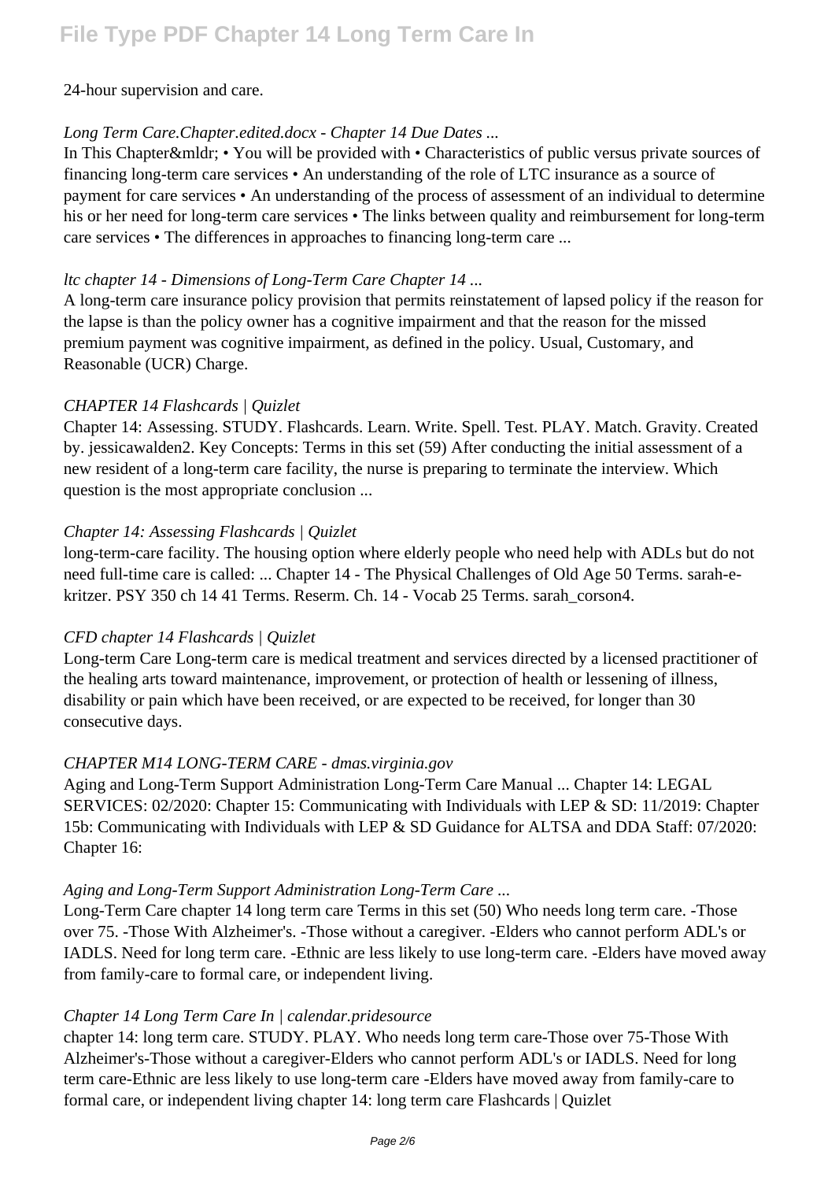24-hour supervision and care.

*Long Term Care.Chapter.edited.docx - Chapter 14 Due Dates ...*

In This Chapter&mldr; • You will be provided with • Characteristics of public versus private sources of financing long-term care services • An understanding of the role of LTC insurance as a source of payment for care services • An understanding of the process of assessment of an individual to determine his or her need for long-term care services • The links between quality and reimbursement for long-term care services • The differences in approaches to financing long-term care ...

*ltc chapter 14 - Dimensions of Long-Term Care Chapter 14 ...*

A long-term care insurance policy provision that permits reinstatement of lapsed policy if the reason for the lapse is than the policy owner has a cognitive impairment and that the reason for the missed premium payment was cognitive impairment, as defined in the policy. Usual, Customary, and Reasonable (UCR) Charge.

*CHAPTER 14 Flashcards | Quizlet*

Chapter 14: Assessing. STUDY. Flashcards. Learn. Write. Spell. Test. PLAY. Match. Gravity. Created by. jessicawalden2. Key Concepts: Terms in this set (59) After conducting the initial assessment of a new resident of a long-term care facility, the nurse is preparing to terminate the interview. Which question is the most appropriate conclusion ...

*Chapter 14: Assessing Flashcards | Quizlet*

long-term-care facility. The housing option where elderly people who need help with ADLs but do not need full-time care is called: ... Chapter 14 - The Physical Challenges of Old Age 50 Terms. sarah-e-kritzer. PSY 350 ch 14 41 Terms. Reserm. Ch. 14 - Vocab 25 Terms. sarah_corson4.

*CFD chapter 14 Flashcards | Quizlet*

Long-term Care Long-term care is medical treatment and services directed by a licensed practitioner of the healing arts toward maintenance, improvement, or protection of health or lessening of illness, disability or pain which have been received, or are expected to be received, for longer than 30 consecutive days.

*CHAPTER M14 LONG-TERM CARE - dmas.virginia.gov*

Aging and Long-Term Support Administration Long-Term Care Manual ... Chapter 14: LEGAL SERVICES: 02/2020: Chapter 15: Communicating with Individuals with LEP & SD: 11/2019: Chapter 15b: Communicating with Individuals with LEP & SD Guidance for ALTSA and DDA Staff: 07/2020: Chapter 16:

*Aging and Long-Term Support Administration Long-Term Care ...*

Long-Term Care chapter 14 long term care Terms in this set (50) Who needs long term care. -Those over 75. -Those With Alzheimer's. -Those without a caregiver. -Elders who cannot perform ADL's or IADLS. Need for long term care. -Ethnic are less likely to use long-term care. -Elders have moved away from family-care to formal care, or independent living.

*Chapter 14 Long Term Care In | calendar.pridesource*

chapter 14: long term care. STUDY. PLAY. Who needs long term care-Those over 75-Those With Alzheimer's-Those without a caregiver-Elders who cannot perform ADL's or IADLS. Need for long term care-Ethnic are less likely to use long-term care -Elders have moved away from family-care to formal care, or independent living chapter 14: long term care Flashcards | Quizlet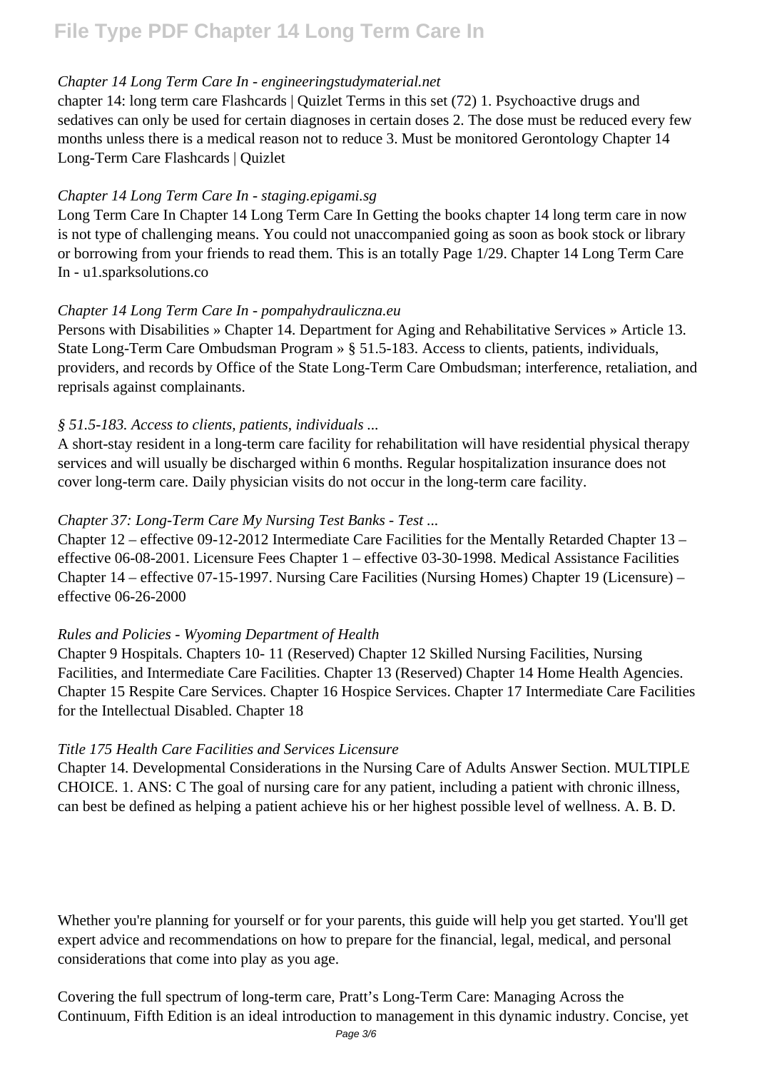*Chapter 14 Long Term Care In - engineeringstudymaterial.net*

chapter 14: long term care Flashcards | Quizlet Terms in this set (72) 1. Psychoactive drugs and sedatives can only be used for certain diagnoses in certain doses 2. The dose must be reduced every few months unless there is a medical reason not to reduce 3. Must be monitored Gerontology Chapter 14 Long-Term Care Flashcards | Quizlet

*Chapter 14 Long Term Care In - staging.epigami.sg*

Long Term Care In Chapter 14 Long Term Care In Getting the books chapter 14 long term care in now is not type of challenging means. You could not unaccompanied going as soon as book stock or library or borrowing from your friends to read them. This is an totally Page 1/29. Chapter 14 Long Term Care In - u1.sparksolutions.co

*Chapter 14 Long Term Care In - pompahydrauliczna.eu*

Persons with Disabilities » Chapter 14. Department for Aging and Rehabilitative Services » Article 13. State Long-Term Care Ombudsman Program » § 51.5-183. Access to clients, patients, individuals, providers, and records by Office of the State Long-Term Care Ombudsman; interference, retaliation, and reprisals against complainants.

*§ 51.5-183. Access to clients, patients, individuals ...*

A short-stay resident in a long-term care facility for rehabilitation will have residential physical therapy services and will usually be discharged within 6 months. Regular hospitalization insurance does not cover long-term care. Daily physician visits do not occur in the long-term care facility.

*Chapter 37: Long-Term Care My Nursing Test Banks - Test ...*

Chapter 12 – effective 09-12-2012 Intermediate Care Facilities for the Mentally Retarded Chapter 13 – effective 06-08-2001. Licensure Fees Chapter 1 – effective 03-30-1998. Medical Assistance Facilities Chapter 14 – effective 07-15-1997. Nursing Care Facilities (Nursing Homes) Chapter 19 (Licensure) – effective 06-26-2000

*Rules and Policies - Wyoming Department of Health*

Chapter 9 Hospitals. Chapters 10- 11 (Reserved) Chapter 12 Skilled Nursing Facilities, Nursing Facilities, and Intermediate Care Facilities. Chapter 13 (Reserved) Chapter 14 Home Health Agencies. Chapter 15 Respite Care Services. Chapter 16 Hospice Services. Chapter 17 Intermediate Care Facilities for the Intellectual Disabled. Chapter 18

*Title 175 Health Care Facilities and Services Licensure*

Chapter 14. Developmental Considerations in the Nursing Care of Adults Answer Section. MULTIPLE CHOICE. 1. ANS: C The goal of nursing care for any patient, including a patient with chronic illness, can best be defined as helping a patient achieve his or her highest possible level of wellness. A. B. D.

Whether you're planning for yourself or for your parents, this guide will help you get started. You'll get expert advice and recommendations on how to prepare for the financial, legal, medical, and personal considerations that come into play as you age.

Covering the full spectrum of long-term care, Pratt's Long-Term Care: Managing Across the Continuum, Fifth Edition is an ideal introduction to management in this dynamic industry. Concise, yet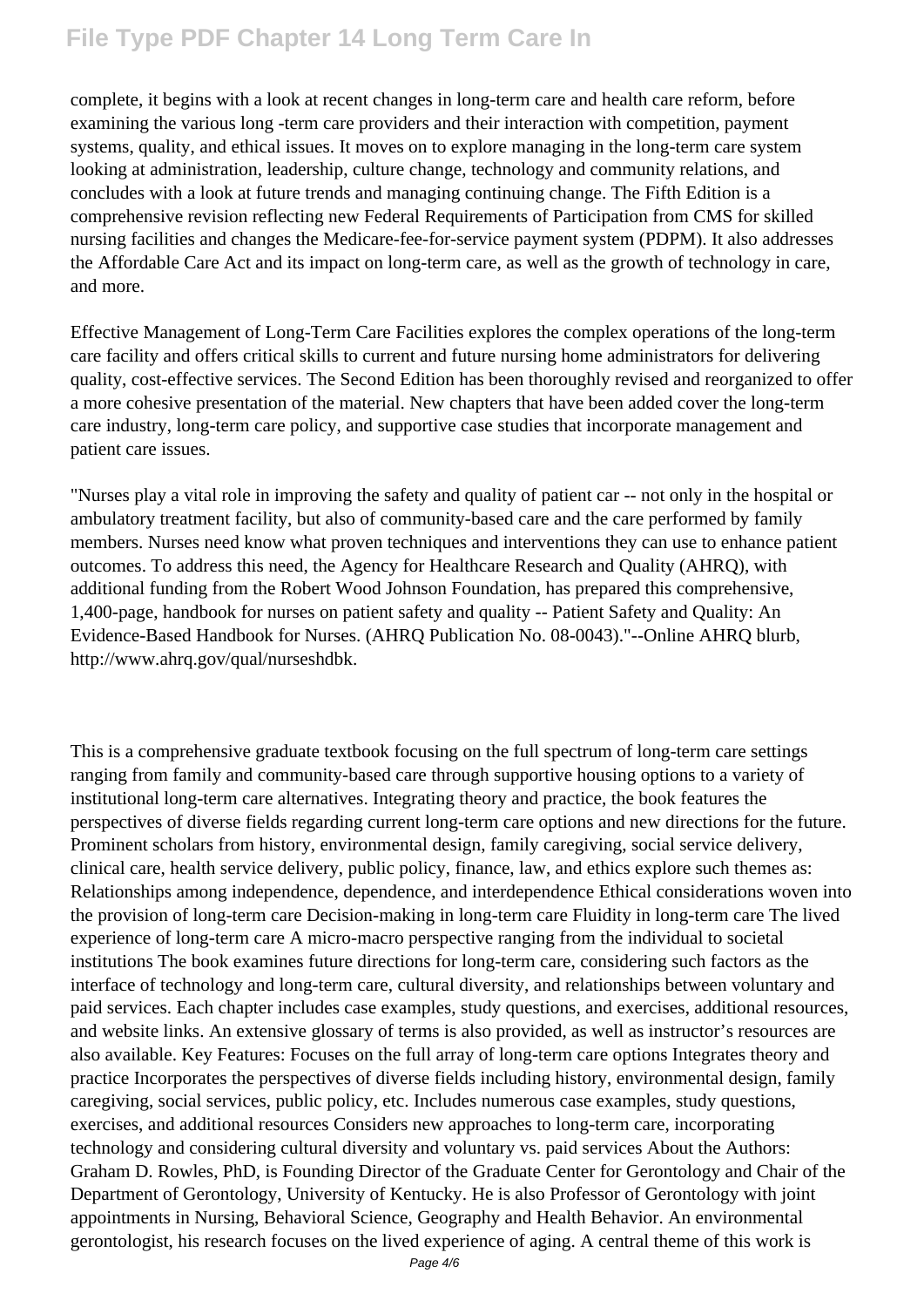complete, it begins with a look at recent changes in long-term care and health care reform, before examining the various long -term care providers and their interaction with competition, payment systems, quality, and ethical issues. It moves on to explore managing in the long-term care system looking at administration, leadership, culture change, technology and community relations, and concludes with a look at future trends and managing continuing change. The Fifth Edition is a comprehensive revision reflecting new Federal Requirements of Participation from CMS for skilled nursing facilities and changes the Medicare-fee-for-service payment system (PDPM). It also addresses the Affordable Care Act and its impact on long-term care, as well as the growth of technology in care, and more.

Effective Management of Long-Term Care Facilities explores the complex operations of the long-term care facility and offers critical skills to current and future nursing home administrators for delivering quality, cost-effective services. The Second Edition has been thoroughly revised and reorganized to offer a more cohesive presentation of the material. New chapters that have been added cover the long-term care industry, long-term care policy, and supportive case studies that incorporate management and patient care issues.

"Nurses play a vital role in improving the safety and quality of patient car -- not only in the hospital or ambulatory treatment facility, but also of community-based care and the care performed by family members. Nurses need know what proven techniques and interventions they can use to enhance patient outcomes. To address this need, the Agency for Healthcare Research and Quality (AHRQ), with additional funding from the Robert Wood Johnson Foundation, has prepared this comprehensive, 1,400-page, handbook for nurses on patient safety and quality -- Patient Safety and Quality: An Evidence-Based Handbook for Nurses. (AHRQ Publication No. 08-0043)."--Online AHRQ blurb, http://www.ahrq.gov/qual/nurseshdbk.

This is a comprehensive graduate textbook focusing on the full spectrum of long-term care settings ranging from family and community-based care through supportive housing options to a variety of institutional long-term care alternatives. Integrating theory and practice, the book features the perspectives of diverse fields regarding current long-term care options and new directions for the future. Prominent scholars from history, environmental design, family caregiving, social service delivery, clinical care, health service delivery, public policy, finance, law, and ethics explore such themes as: Relationships among independence, dependence, and interdependence Ethical considerations woven into the provision of long-term care Decision-making in long-term care Fluidity in long-term care The lived experience of long-term care A micro-macro perspective ranging from the individual to societal institutions The book examines future directions for long-term care, considering such factors as the interface of technology and long-term care, cultural diversity, and relationships between voluntary and paid services. Each chapter includes case examples, study questions, and exercises, additional resources, and website links. An extensive glossary of terms is also provided, as well as instructor's resources are also available. Key Features: Focuses on the full array of long-term care options Integrates theory and practice Incorporates the perspectives of diverse fields including history, environmental design, family caregiving, social services, public policy, etc. Includes numerous case examples, study questions, exercises, and additional resources Considers new approaches to long-term care, incorporating technology and considering cultural diversity and voluntary vs. paid services About the Authors: Graham D. Rowles, PhD, is Founding Director of the Graduate Center for Gerontology and Chair of the Department of Gerontology, University of Kentucky. He is also Professor of Gerontology with joint appointments in Nursing, Behavioral Science, Geography and Health Behavior. An environmental gerontologist, his research focuses on the lived experience of aging. A central theme of this work is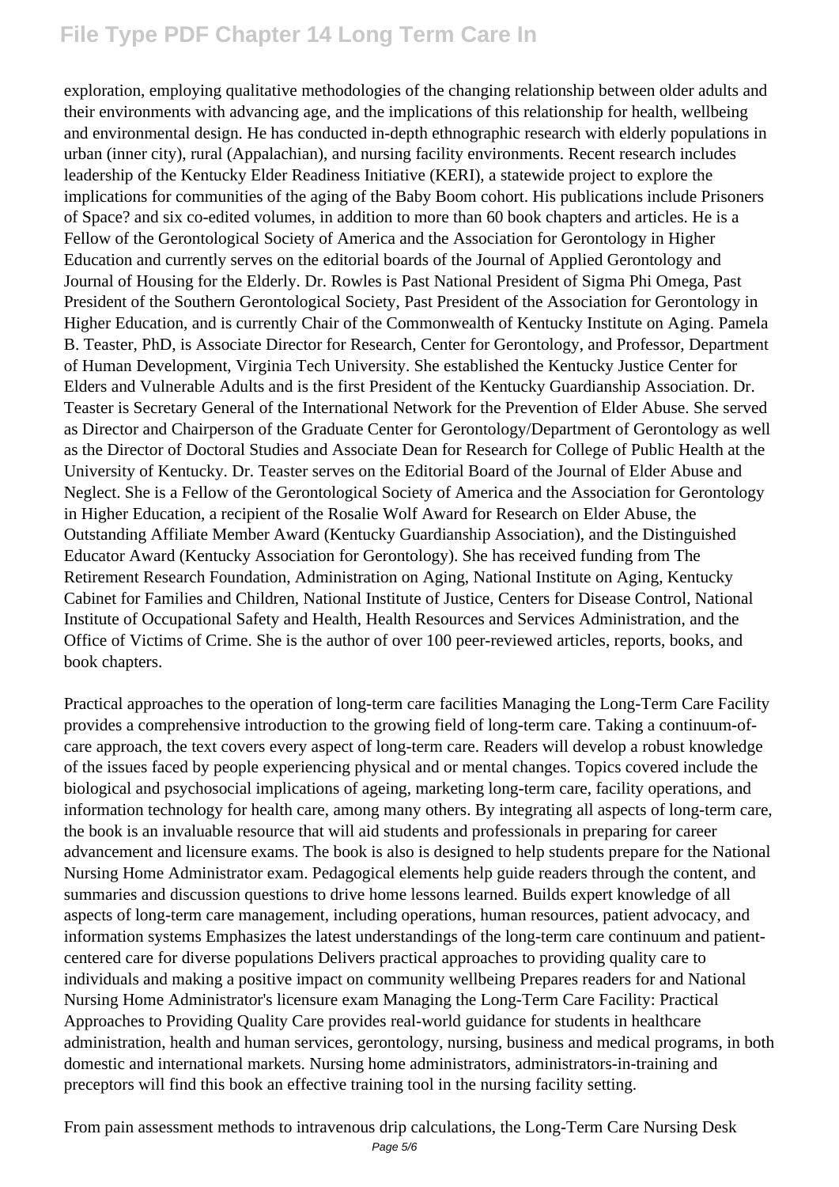exploration, employing qualitative methodologies of the changing relationship between older adults and their environments with advancing age, and the implications of this relationship for health, wellbeing and environmental design. He has conducted in-depth ethnographic research with elderly populations in urban (inner city), rural (Appalachian), and nursing facility environments. Recent research includes leadership of the Kentucky Elder Readiness Initiative (KERI), a statewide project to explore the implications for communities of the aging of the Baby Boom cohort. His publications include Prisoners of Space? and six co-edited volumes, in addition to more than 60 book chapters and articles. He is a Fellow of the Gerontological Society of America and the Association for Gerontology in Higher Education and currently serves on the editorial boards of the Journal of Applied Gerontology and Journal of Housing for the Elderly. Dr. Rowles is Past National President of Sigma Phi Omega, Past President of the Southern Gerontological Society, Past President of the Association for Gerontology in Higher Education, and is currently Chair of the Commonwealth of Kentucky Institute on Aging. Pamela B. Teaster, PhD, is Associate Director for Research, Center for Gerontology, and Professor, Department of Human Development, Virginia Tech University. She established the Kentucky Justice Center for Elders and Vulnerable Adults and is the first President of the Kentucky Guardianship Association. Dr. Teaster is Secretary General of the International Network for the Prevention of Elder Abuse. She served as Director and Chairperson of the Graduate Center for Gerontology/Department of Gerontology as well as the Director of Doctoral Studies and Associate Dean for Research for College of Public Health at the University of Kentucky. Dr. Teaster serves on the Editorial Board of the Journal of Elder Abuse and Neglect. She is a Fellow of the Gerontological Society of America and the Association for Gerontology in Higher Education, a recipient of the Rosalie Wolf Award for Research on Elder Abuse, the Outstanding Affiliate Member Award (Kentucky Guardianship Association), and the Distinguished Educator Award (Kentucky Association for Gerontology). She has received funding from The Retirement Research Foundation, Administration on Aging, National Institute on Aging, Kentucky Cabinet for Families and Children, National Institute of Justice, Centers for Disease Control, National Institute of Occupational Safety and Health, Health Resources and Services Administration, and the Office of Victims of Crime. She is the author of over 100 peer-reviewed articles, reports, books, and book chapters.

Practical approaches to the operation of long-term care facilities Managing the Long-Term Care Facility provides a comprehensive introduction to the growing field of long-term care. Taking a continuum-of-care approach, the text covers every aspect of long-term care. Readers will develop a robust knowledge of the issues faced by people experiencing physical and or mental changes. Topics covered include the biological and psychosocial implications of ageing, marketing long-term care, facility operations, and information technology for health care, among many others. By integrating all aspects of long-term care, the book is an invaluable resource that will aid students and professionals in preparing for career advancement and licensure exams. The book is also is designed to help students prepare for the National Nursing Home Administrator exam. Pedagogical elements help guide readers through the content, and summaries and discussion questions to drive home lessons learned. Builds expert knowledge of all aspects of long-term care management, including operations, human resources, patient advocacy, and information systems Emphasizes the latest understandings of the long-term care continuum and patient-centered care for diverse populations Delivers practical approaches to providing quality care to individuals and making a positive impact on community wellbeing Prepares readers for and National Nursing Home Administrator's licensure exam Managing the Long-Term Care Facility: Practical Approaches to Providing Quality Care provides real-world guidance for students in healthcare administration, health and human services, gerontology, nursing, business and medical programs, in both domestic and international markets. Nursing home administrators, administrators-in-training and preceptors will find this book an effective training tool in the nursing facility setting.

From pain assessment methods to intravenous drip calculations, the Long-Term Care Nursing Desk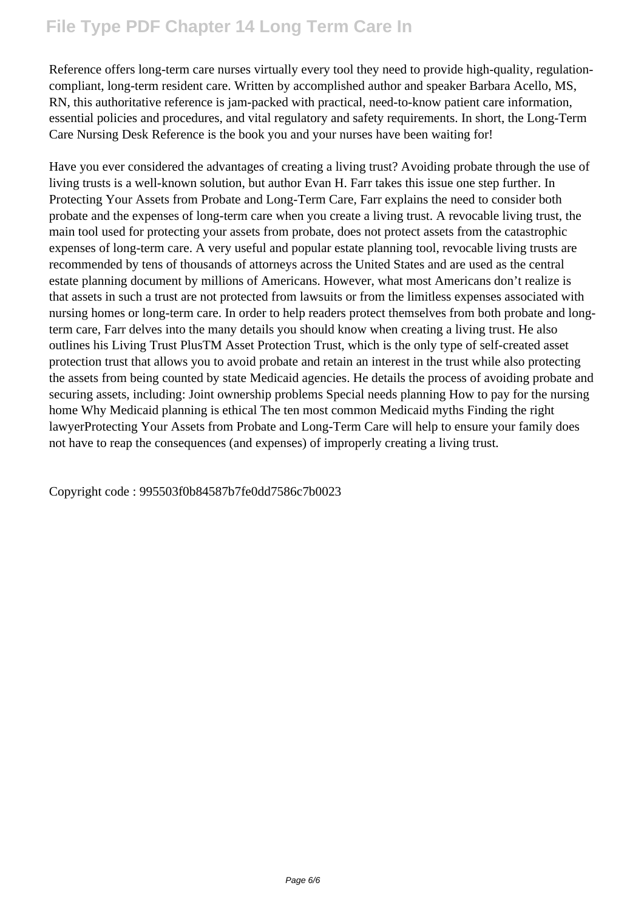Reference offers long-term care nurses virtually every tool they need to provide high-quality, regulation-compliant, long-term resident care. Written by accomplished author and speaker Barbara Acello, MS, RN, this authoritative reference is jam-packed with practical, need-to-know patient care information, essential policies and procedures, and vital regulatory and safety requirements. In short, the Long-Term Care Nursing Desk Reference is the book you and your nurses have been waiting for!

Have you ever considered the advantages of creating a living trust? Avoiding probate through the use of living trusts is a well-known solution, but author Evan H. Farr takes this issue one step further. In Protecting Your Assets from Probate and Long-Term Care, Farr explains the need to consider both probate and the expenses of long-term care when you create a living trust. A revocable living trust, the main tool used for protecting your assets from probate, does not protect assets from the catastrophic expenses of long-term care. A very useful and popular estate planning tool, revocable living trusts are recommended by tens of thousands of attorneys across the United States and are used as the central estate planning document by millions of Americans. However, what most Americans don't realize is that assets in such a trust are not protected from lawsuits or from the limitless expenses associated with nursing homes or long-term care. In order to help readers protect themselves from both probate and long-term care, Farr delves into the many details you should know when creating a living trust. He also outlines his Living Trust PlusTM Asset Protection Trust, which is the only type of self-created asset protection trust that allows you to avoid probate and retain an interest in the trust while also protecting the assets from being counted by state Medicaid agencies. He details the process of avoiding probate and securing assets, including: Joint ownership problems Special needs planning How to pay for the nursing home Why Medicaid planning is ethical The ten most common Medicaid myths Finding the right lawyerProtecting Your Assets from Probate and Long-Term Care will help to ensure your family does not have to reap the consequences (and expenses) of improperly creating a living trust.

Copyright code : 995503f0b84587b7fe0dd7586c7b0023